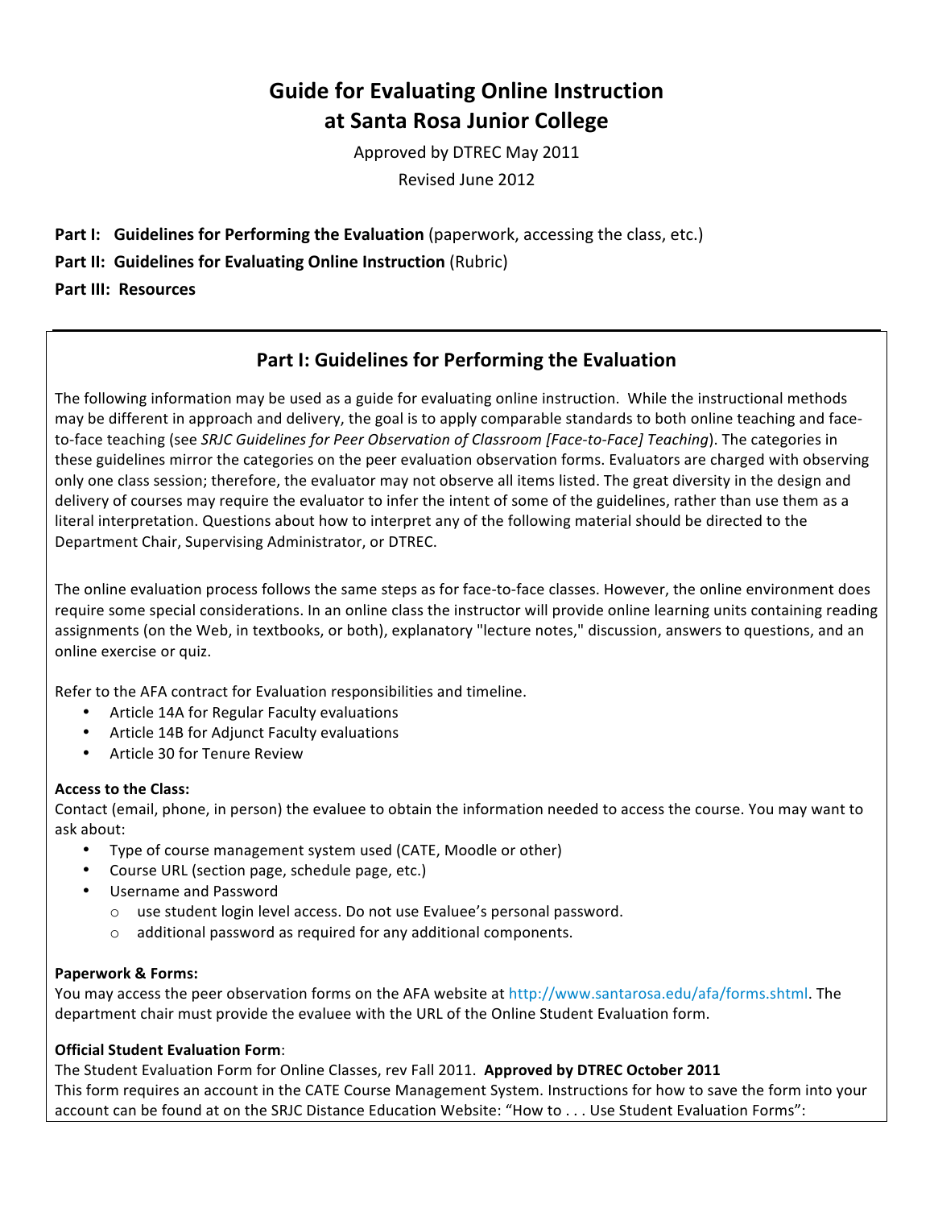# Guide for Evaluating Online Instruction at Santa Rosa Junior College

Approved by DTREC May 2011

Revised June 2012

**Part I: Guidelines for Performing the Evaluation** (paperwork, accessing the class, etc.)

**Part II: Guidelines for Evaluating Online Instruction** (Rubric)

**Part III: Resources**

## Part I: Guidelines for Performing the Evaluation

The following information may be used as a guide for evaluating online instruction. While the instructional methods may be different in approach and delivery, the goal is to apply comparable standards to both online teaching and face-to-face teaching (see *SRJC Guidelines for Peer Observation of Classroom [Face-to-Face] Teaching*). The categories in these guidelines mirror the categories on the peer evaluation observation forms. Evaluators are charged with observing only one class session; therefore, the evaluator may not observe all items listed. The great diversity in the design and delivery of courses may require the evaluator to infer the intent of some of the guidelines, rather than use them as a literal interpretation. Questions about how to interpret any of the following material should be directed to the Department Chair, Supervising Administrator, or DTREC.

The online evaluation process follows the same steps as for face-to-face classes. However, the online environment does require some special considerations. In an online class the instructor will provide online learning units containing reading assignments (on the Web, in textbooks, or both), explanatory "lecture notes," discussion, answers to questions, and an online exercise or quiz.

Refer to the AFA contract for Evaluation responsibilities and timeline.

- Article 14A for Regular Faculty evaluations
- Article 14B for Adjunct Faculty evaluations
- Article 30 for Tenure Review

**Access to the Class:**

Contact (email, phone, in person) the evaluee to obtain the information needed to access the course. You may want to ask about:

- Type of course management system used (CATE, Moodle or other)
- Course URL (section page, schedule page, etc.)
- Username and Password
  - use student login level access. Do not use Evaluee's personal password.
  - additional password as required for any additional components.

**Paperwork & Forms:**

You may access the peer observation forms on the AFA website at http://www.santarosa.edu/afa/forms.shtml. The department chair must provide the evaluee with the URL of the Online Student Evaluation form.

**Official Student Evaluation Form**:

The Student Evaluation Form for Online Classes, rev Fall 2011. **Approved by DTREC October 2011**

This form requires an account in the CATE Course Management System. Instructions for how to save the form into your account can be found at on the SRJC Distance Education Website: "How to . . . Use Student Evaluation Forms":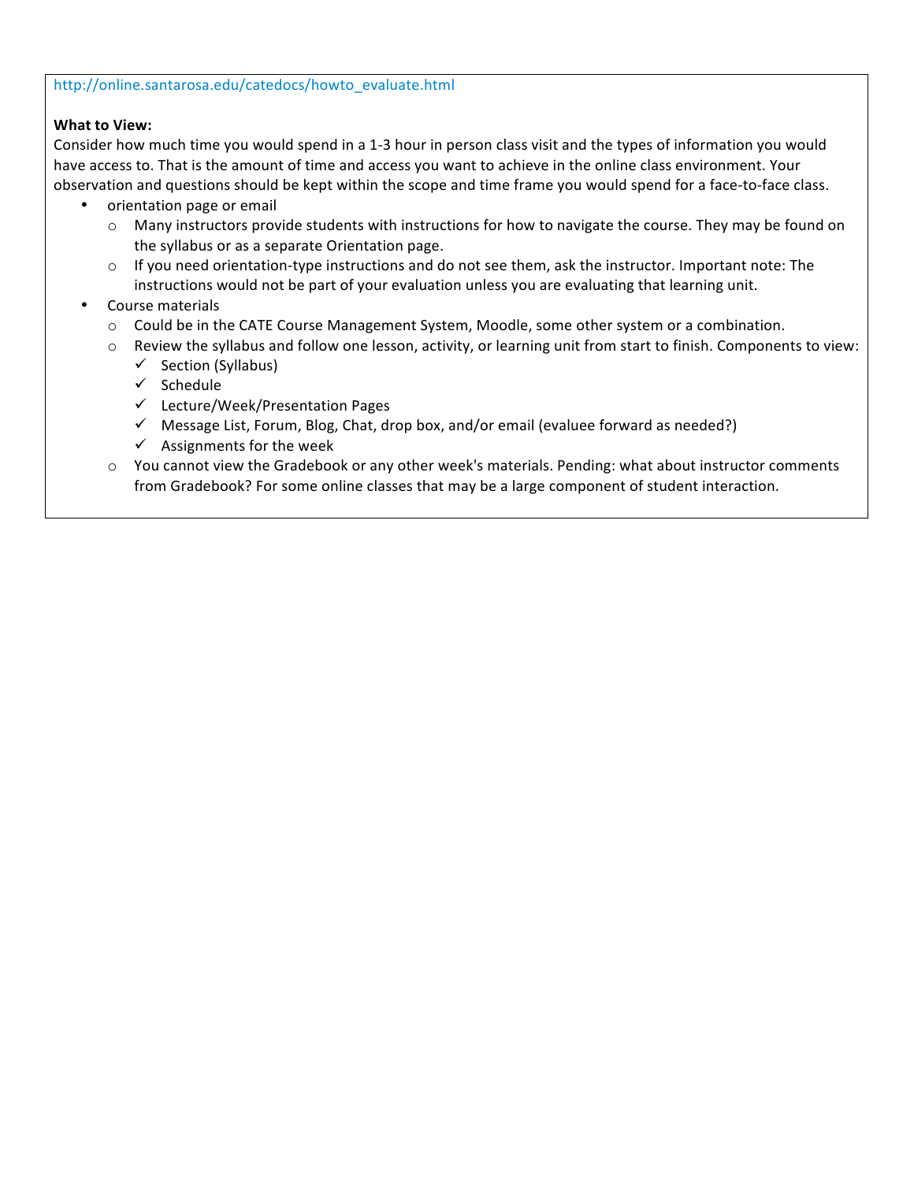http://online.santarosa.edu/catedocs/howto_evaluate.html

**What to View:**
Consider how much time you would spend in a 1-3 hour in person class visit and the types of information you would have access to. That is the amount of time and access you want to achieve in the online class environment. Your observation and questions should be kept within the scope and time frame you would spend for a face-to-face class.

- orientation page or email
  - Many instructors provide students with instructions for how to navigate the course. They may be found on the syllabus or as a separate Orientation page.
  - If you need orientation-type instructions and do not see them, ask the instructor. Important note: The instructions would not be part of your evaluation unless you are evaluating that learning unit.
- Course materials
  - Could be in the CATE Course Management System, Moodle, some other system or a combination.
  - Review the syllabus and follow one lesson, activity, or learning unit from start to finish. Components to view:
    - ✓ Section (Syllabus)
    - ✓ Schedule
    - ✓ Lecture/Week/Presentation Pages
    - ✓ Message List, Forum, Blog, Chat, drop box, and/or email (evaluee forward as needed?)
    - ✓ Assignments for the week
  - You cannot view the Gradebook or any other week's materials. Pending: what about instructor comments from Gradebook? For some online classes that may be a large component of student interaction.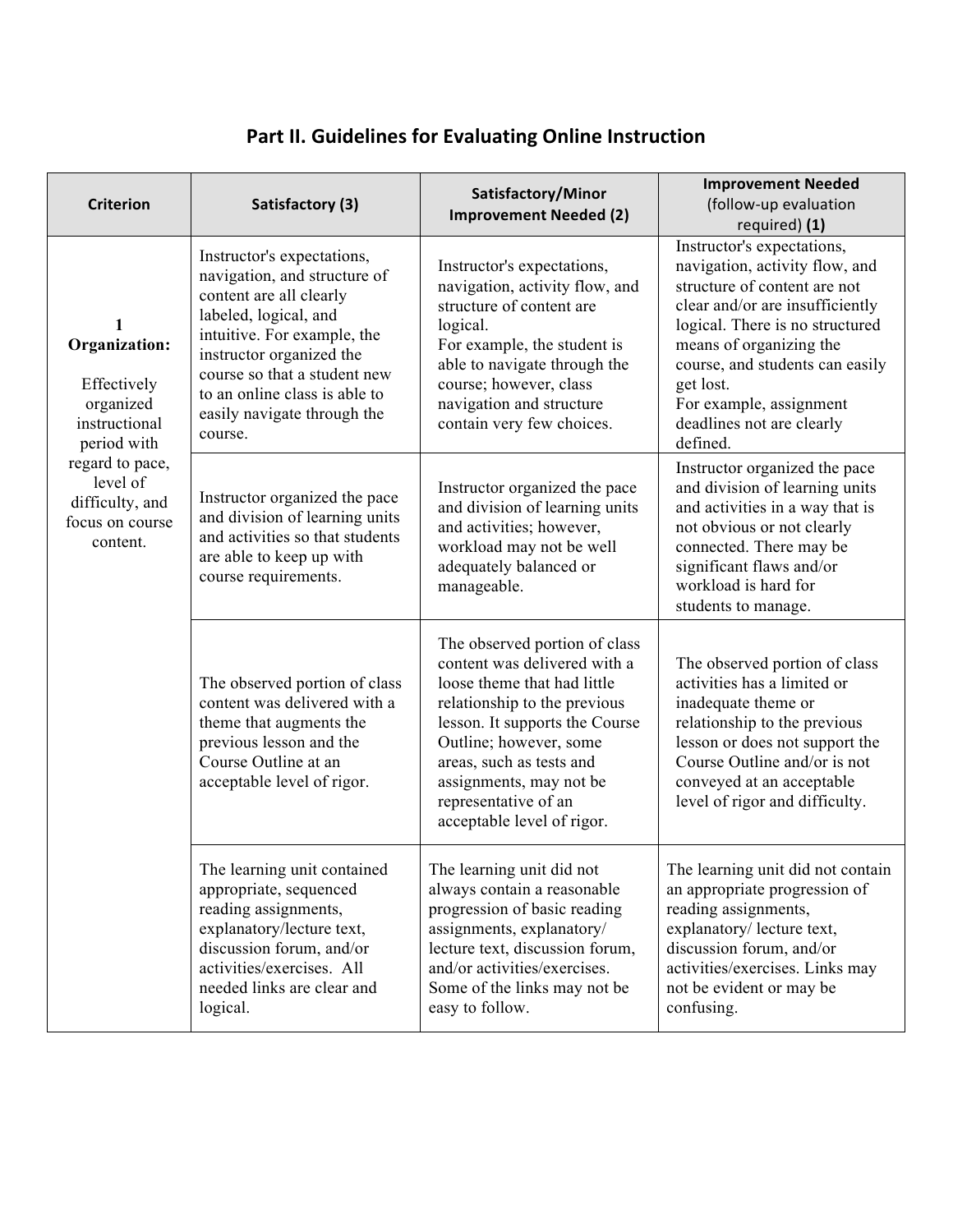## Part II. Guidelines for Evaluating Online Instruction

| Criterion | Satisfactory (3) | Satisfactory/Minor Improvement Needed (2) | Improvement Needed (follow-up evaluation required) **(1)** |
|---|---|---|---|
| **1 Organization:** Effectively organized instructional period with regard to pace, level of difficulty, and focus on course content. | Instructor's expectations, navigation, and structure of content are all clearly labeled, logical, and intuitive. For example, the instructor organized the course so that a student new to an online class is able to easily navigate through the course. | Instructor's expectations, navigation, activity flow, and structure of content are logical. For example, the student is able to navigate through the course; however, class navigation and structure contain very few choices. | Instructor's expectations, navigation, activity flow, and structure of content are not clear and/or are insufficiently logical. There is no structured means of organizing the course, and students can easily get lost. For example, assignment deadlines not are clearly defined. |
| | Instructor organized the pace and division of learning units and activities so that students are able to keep up with course requirements. | Instructor organized the pace and division of learning units and activities; however, workload may not be well adequately balanced or manageable. | Instructor organized the pace and division of learning units and activities in a way that is not obvious or not clearly connected. There may be significant flaws and/or workload is hard for students to manage. |
| | The observed portion of class content was delivered with a theme that augments the previous lesson and the Course Outline at an acceptable level of rigor. | The observed portion of class content was delivered with a loose theme that had little relationship to the previous lesson. It supports the Course Outline; however, some areas, such as tests and assignments, may not be representative of an acceptable level of rigor. | The observed portion of class activities has a limited or inadequate theme or relationship to the previous lesson or does not support the Course Outline and/or is not conveyed at an acceptable level of rigor and difficulty. |
| | The learning unit contained appropriate, sequenced reading assignments, explanatory/lecture text, discussion forum, and/or activities/exercises. All needed links are clear and logical. | The learning unit did not always contain a reasonable progression of basic reading assignments, explanatory/ lecture text, discussion forum, and/or activities/exercises. Some of the links may not be easy to follow. | The learning unit did not contain an appropriate progression of reading assignments, explanatory/ lecture text, discussion forum, and/or activities/exercises. Links may not be evident or may be confusing. |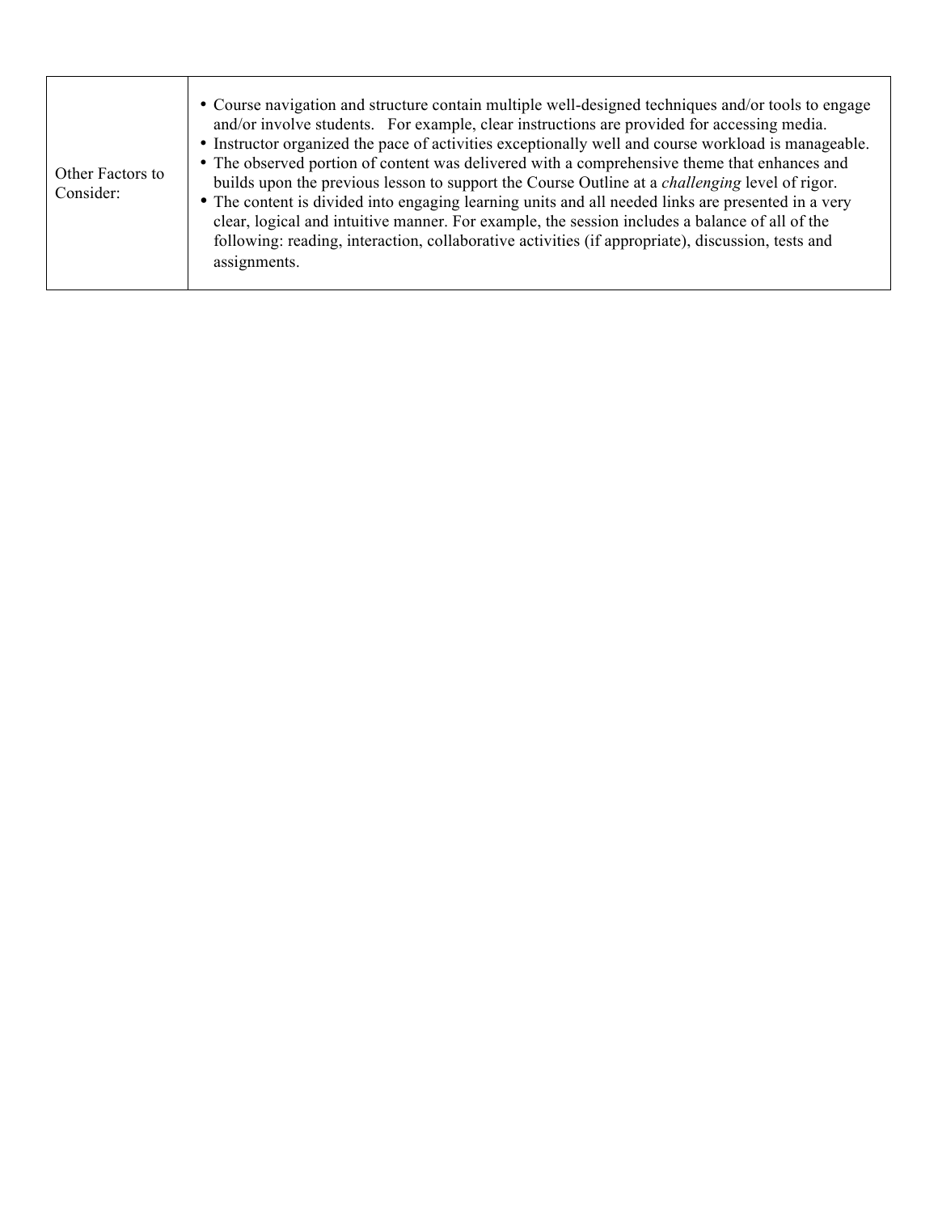| Other Factors to Consider: | • Course navigation and structure contain multiple well-designed techniques and/or tools to engage and/or involve students. For example, clear instructions are provided for accessing media.<br>• Instructor organized the pace of activities exceptionally well and course workload is manageable.<br>• The observed portion of content was delivered with a comprehensive theme that enhances and builds upon the previous lesson to support the Course Outline at a *challenging* level of rigor.<br>• The content is divided into engaging learning units and all needed links are presented in a very clear, logical and intuitive manner. For example, the session includes a balance of all of the following: reading, interaction, collaborative activities (if appropriate), discussion, tests and assignments. |
|---|---|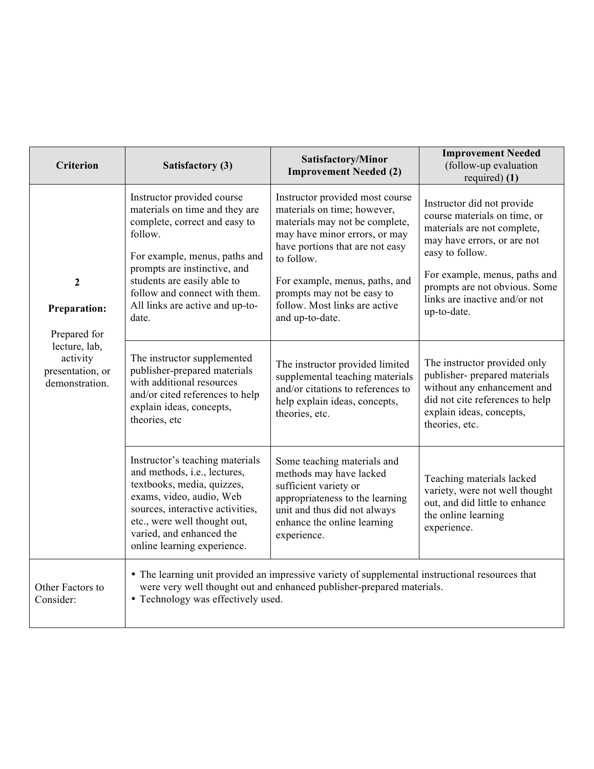| Criterion | Satisfactory (3) | Satisfactory/Minor Improvement Needed (2) | Improvement Needed (follow-up evaluation required) **(1)** |
|---|---|---|---|
| **2** **Preparation:** Prepared for lecture, lab, activity presentation, or demonstration. | Instructor provided course materials on time and they are complete, correct and easy to follow. For example, menus, paths and prompts are instinctive, and students are easily able to follow and connect with them. All links are active and up-to-date. | Instructor provided most course materials on time; however, materials may not be complete, may have minor errors, or may have portions that are not easy to follow. For example, menus, paths, and prompts may not be easy to follow. Most links are active and up-to-date. | Instructor did not provide course materials on time, or materials are not complete, may have errors, or are not easy to follow. For example, menus, paths and prompts are not obvious. Some links are inactive and/or not up-to-date. |
| | The instructor supplemented publisher-prepared materials with additional resources and/or cited references to help explain ideas, concepts, theories, etc | The instructor provided limited supplemental teaching materials and/or citations to references to help explain ideas, concepts, theories, etc. | The instructor provided only publisher- prepared materials without any enhancement and did not cite references to help explain ideas, concepts, theories, etc. |
| | Instructor's teaching materials and methods, i.e., lectures, textbooks, media, quizzes, exams, video, audio, Web sources, interactive activities, etc., were well thought out, varied, and enhanced the online learning experience. | Some teaching materials and methods may have lacked sufficient variety or appropriateness to the learning unit and thus did not always enhance the online learning experience. | Teaching materials lacked variety, were not well thought out, and did little to enhance the online learning experience. |
| Other Factors to Consider: | • The learning unit provided an impressive variety of supplemental instructional resources that were very well thought out and enhanced publisher-prepared materials. • Technology was effectively used. | | |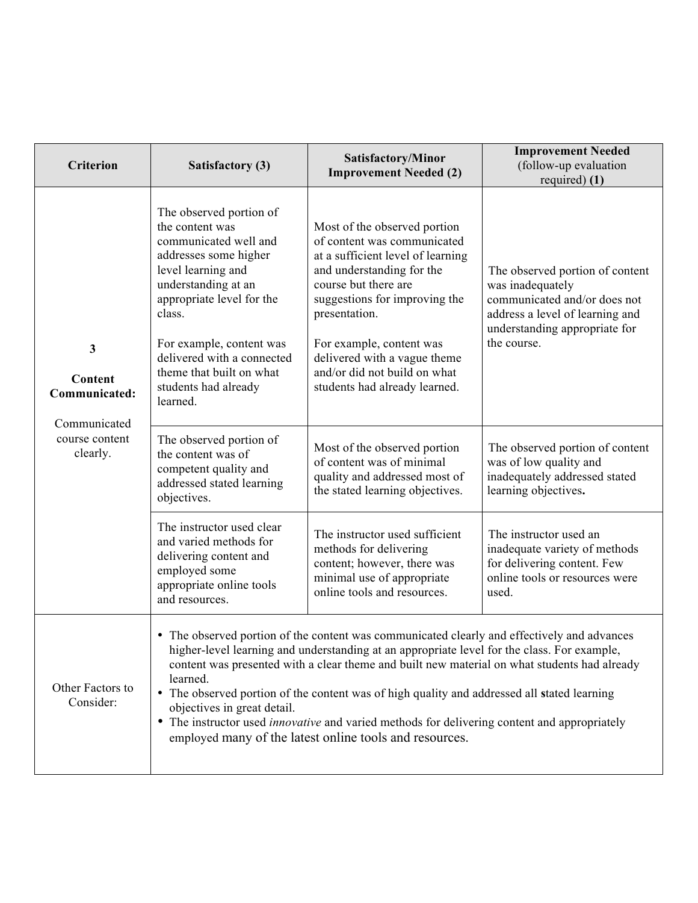| Criterion | Satisfactory (3) | Satisfactory/Minor Improvement Needed (2) | **Improvement Needed** (follow-up evaluation required) **(1)** |
|---|---|---|---|
| **3** <br><br> **Content Communicated:** <br><br> Communicated course content clearly. | The observed portion of the content was communicated well and addresses some higher level learning and understanding at an appropriate level for the class.<br><br>For example, content was delivered with a connected theme that built on what students had already learned. | Most of the observed portion of content was communicated at a sufficient level of learning and understanding for the course but there are suggestions for improving the presentation.<br><br>For example, content was delivered with a vague theme and/or did not build on what students had already learned. | The observed portion of content was inadequately communicated and/or does not address a level of learning and understanding appropriate for the course. |
| | The observed portion of the content was of competent quality and addressed stated learning objectives. | Most of the observed portion of content was of minimal quality and addressed most of the stated learning objectives. | The observed portion of content was of low quality and inadequately addressed stated learning objectives**.** |
| | The instructor used clear and varied methods for delivering content and employed some appropriate online tools and resources. | The instructor used sufficient methods for delivering content; however, there was minimal use of appropriate online tools and resources. | The instructor used an inadequate variety of methods for delivering content. Few online tools or resources were used. |
| Other Factors to Consider: | • The observed portion of the content was communicated clearly and effectively and advances higher-level learning and understanding at an appropriate level for the class. For example, content was presented with a clear theme and built new material on what students had already learned.<br>• The observed portion of the content was of high quality and addressed all stated learning objectives in great detail.<br>• The instructor used *innovative* and varied methods for delivering content and appropriately employed many of the latest online tools and resources. | | |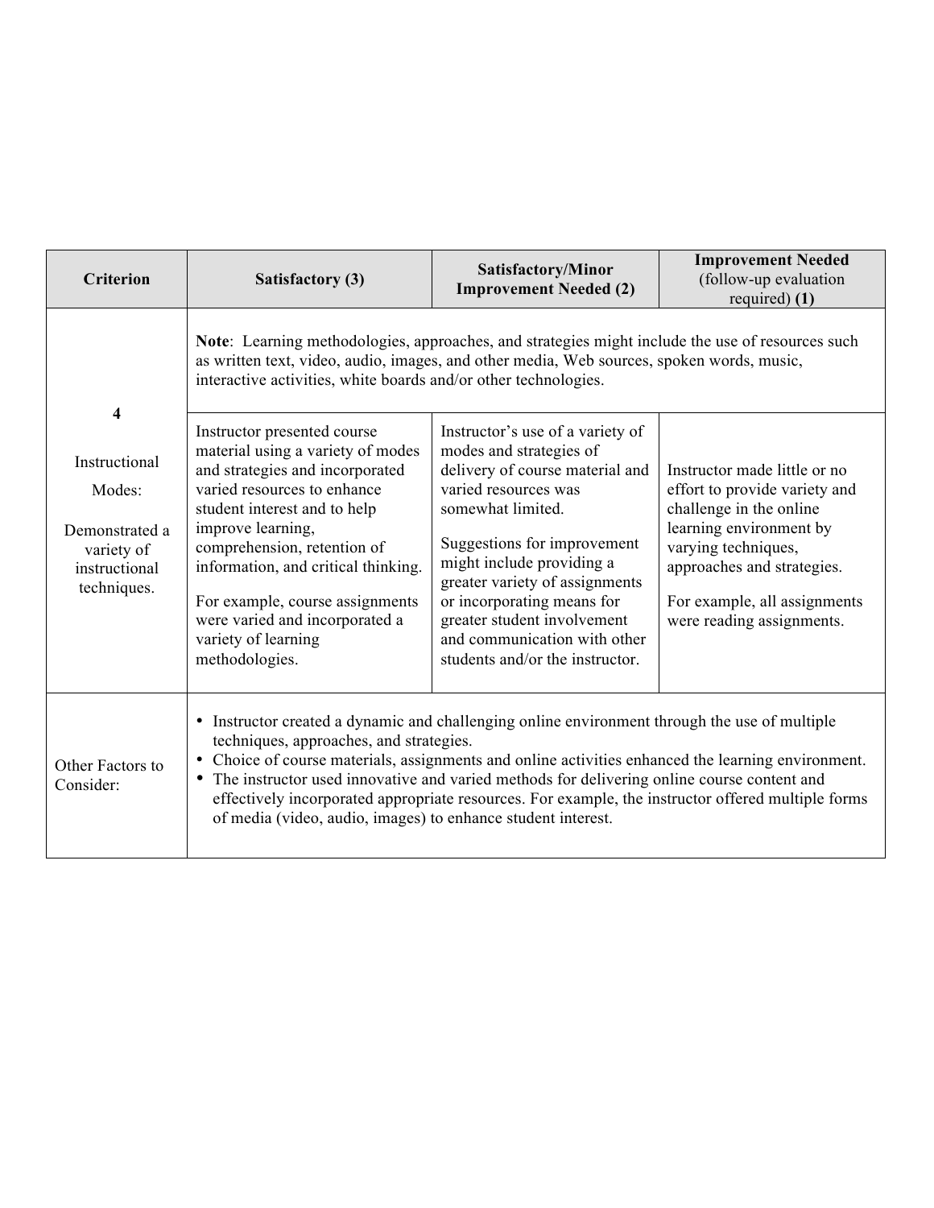| Criterion | Satisfactory (3) | Satisfactory/Minor Improvement Needed (2) | Improvement Needed (follow-up evaluation required) **(1)** |
|---|---|---|---|
| **4**<br><br>Instructional Modes:<br><br>Demonstrated a variety of instructional techniques. | **Note**: Learning methodologies, approaches, and strategies might include the use of resources such as written text, video, audio, images, and other media, Web sources, spoken words, music, interactive activities, white boards and/or other technologies. | | |
| | Instructor presented course material using a variety of modes and strategies and incorporated varied resources to enhance student interest and to help improve learning, comprehension, retention of information, and critical thinking.<br><br>For example, course assignments were varied and incorporated a variety of learning methodologies. | Instructor's use of a variety of modes and strategies of delivery of course material and varied resources was somewhat limited.<br><br>Suggestions for improvement might include providing a greater variety of assignments or incorporating means for greater student involvement and communication with other students and/or the instructor. | Instructor made little or no effort to provide variety and challenge in the online learning environment by varying techniques, approaches and strategies.<br><br>For example, all assignments were reading assignments. |
| Other Factors to Consider: | • Instructor created a dynamic and challenging online environment through the use of multiple techniques, approaches, and strategies.<br>• Choice of course materials, assignments and online activities enhanced the learning environment.<br>• The instructor used innovative and varied methods for delivering online course content and effectively incorporated appropriate resources. For example, the instructor offered multiple forms of media (video, audio, images) to enhance student interest. | | |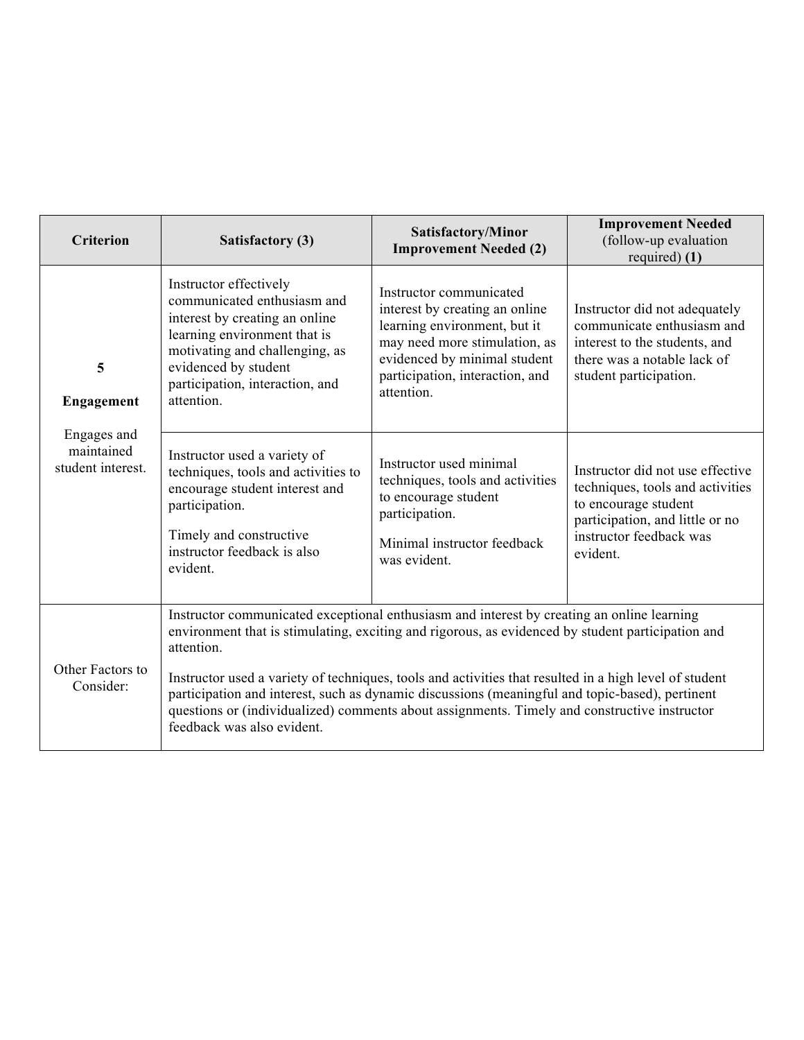| Criterion | Satisfactory (3) | Satisfactory/Minor Improvement Needed (2) | **Improvement Needed** (follow-up evaluation required) **(1)** |
|---|---|---|---|
| **5** **Engagement** Engages and maintained student interest. | Instructor effectively communicated enthusiasm and interest by creating an online learning environment that is motivating and challenging, as evidenced by student participation, interaction, and attention. | Instructor communicated interest by creating an online learning environment, but it may need more stimulation, as evidenced by minimal student participation, interaction, and attention. | Instructor did not adequately communicate enthusiasm and interest to the students, and there was a notable lack of student participation. |
| | Instructor used a variety of techniques, tools and activities to encourage student interest and participation. Timely and constructive instructor feedback is also evident. | Instructor used minimal techniques, tools and activities to encourage student participation. Minimal instructor feedback was evident. | Instructor did not use effective techniques, tools and activities to encourage student participation, and little or no instructor feedback was evident. |
| Other Factors to Consider: | Instructor communicated exceptional enthusiasm and interest by creating an online learning environment that is stimulating, exciting and rigorous, as evidenced by student participation and attention. Instructor used a variety of techniques, tools and activities that resulted in a high level of student participation and interest, such as dynamic discussions (meaningful and topic-based), pertinent questions or (individualized) comments about assignments. Timely and constructive instructor feedback was also evident. | | |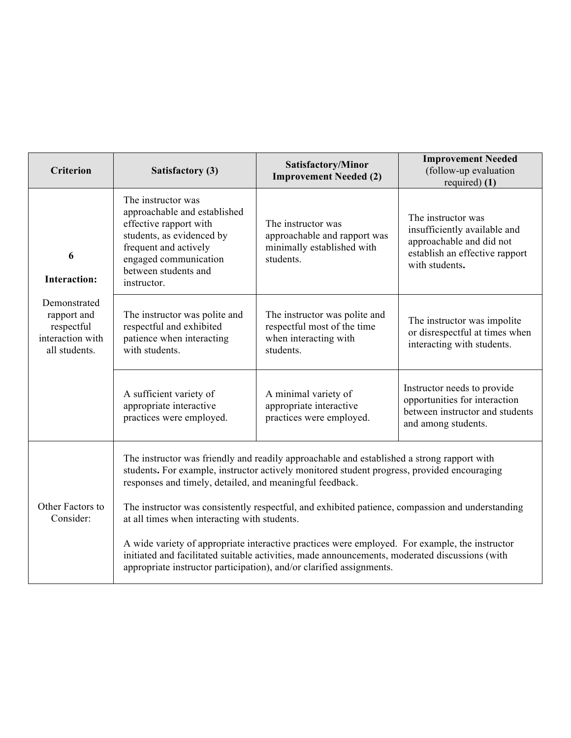| Criterion | Satisfactory (3) | Satisfactory/Minor Improvement Needed (2) | Improvement Needed (follow-up evaluation required) **(1)** |
|---|---|---|---|
| **6**<br><br>**Interaction:**<br><br>Demonstrated rapport and respectful interaction with all students. | The instructor was approachable and established effective rapport with students, as evidenced by frequent and actively engaged communication between students and instructor. | The instructor was approachable and rapport was minimally established with students. | The instructor was insufficiently available and approachable and did not establish an effective rapport with students**.** |
| | The instructor was polite and respectful and exhibited patience when interacting with students. | The instructor was polite and respectful most of the time when interacting with students. | The instructor was impolite or disrespectful at times when interacting with students. |
| | A sufficient variety of appropriate interactive practices were employed. | A minimal variety of appropriate interactive practices were employed. | Instructor needs to provide opportunities for interaction between instructor and students and among students. |
| Other Factors to Consider: | The instructor was friendly and readily approachable and established a strong rapport with students**.** For example, instructor actively monitored student progress, provided encouraging responses and timely, detailed, and meaningful feedback.<br><br>The instructor was consistently respectful, and exhibited patience, compassion and understanding at all times when interacting with students.<br><br>A wide variety of appropriate interactive practices were employed. For example, the instructor initiated and facilitated suitable activities, made announcements, moderated discussions (with appropriate instructor participation), and/or clarified assignments. | | |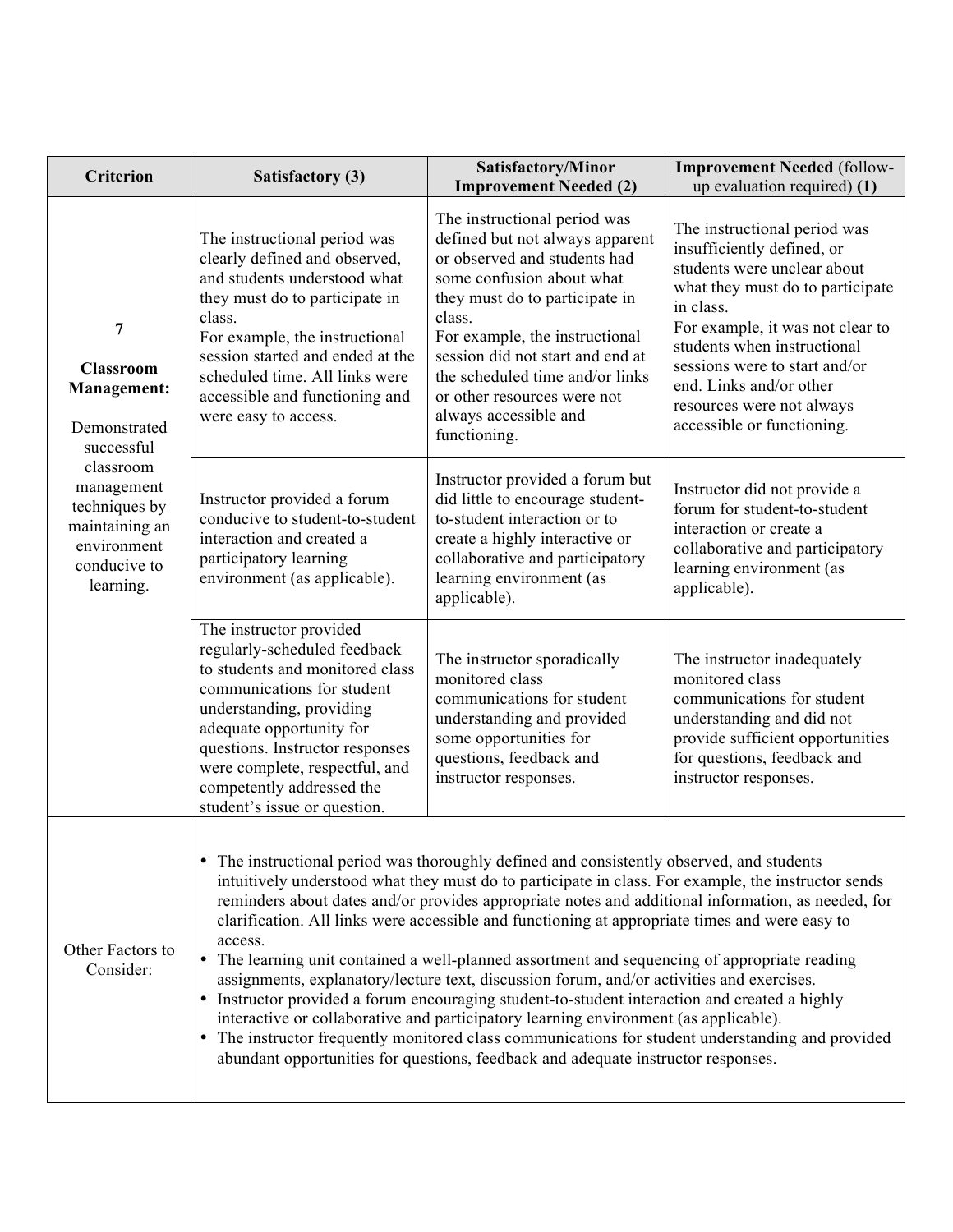| Criterion | Satisfactory (3) | Satisfactory/Minor Improvement Needed (2) | **Improvement Needed** (follow-up evaluation required) **(1)** |
|---|---|---|---|
| **7** **Classroom Management:** Demonstrated successful classroom management techniques by maintaining an environment conducive to learning. | The instructional period was clearly defined and observed, and students understood what they must do to participate in class. For example, the instructional session started and ended at the scheduled time. All links were accessible and functioning and were easy to access. | The instructional period was defined but not always apparent or observed and students had some confusion about what they must do to participate in class. For example, the instructional session did not start and end at the scheduled time and/or links or other resources were not always accessible and functioning. | The instructional period was insufficiently defined, or students were unclear about what they must do to participate in class. For example, it was not clear to students when instructional sessions were to start and/or end. Links and/or other resources were not always accessible or functioning. |
| | Instructor provided a forum conducive to student-to-student interaction and created a participatory learning environment (as applicable). | Instructor provided a forum but did little to encourage student-to-student interaction or to create a highly interactive or collaborative and participatory learning environment (as applicable). | Instructor did not provide a forum for student-to-student interaction or create a collaborative and participatory learning environment (as applicable). |
| | The instructor provided regularly-scheduled feedback to students and monitored class communications for student understanding, providing adequate opportunity for questions. Instructor responses were complete, respectful, and competently addressed the student's issue or question. | The instructor sporadically monitored class communications for student understanding and provided some opportunities for questions, feedback and instructor responses. | The instructor inadequately monitored class communications for student understanding and did not provide sufficient opportunities for questions, feedback and instructor responses. |
| Other Factors to Consider: | • The instructional period was thoroughly defined and consistently observed, and students intuitively understood what they must do to participate in class. For example, the instructor sends reminders about dates and/or provides appropriate notes and additional information, as needed, for clarification. All links were accessible and functioning at appropriate times and were easy to access.<br>• The learning unit contained a well-planned assortment and sequencing of appropriate reading assignments, explanatory/lecture text, discussion forum, and/or activities and exercises.<br>• Instructor provided a forum encouraging student-to-student interaction and created a highly interactive or collaborative and participatory learning environment (as applicable).<br>• The instructor frequently monitored class communications for student understanding and provided abundant opportunities for questions, feedback and adequate instructor responses. | | |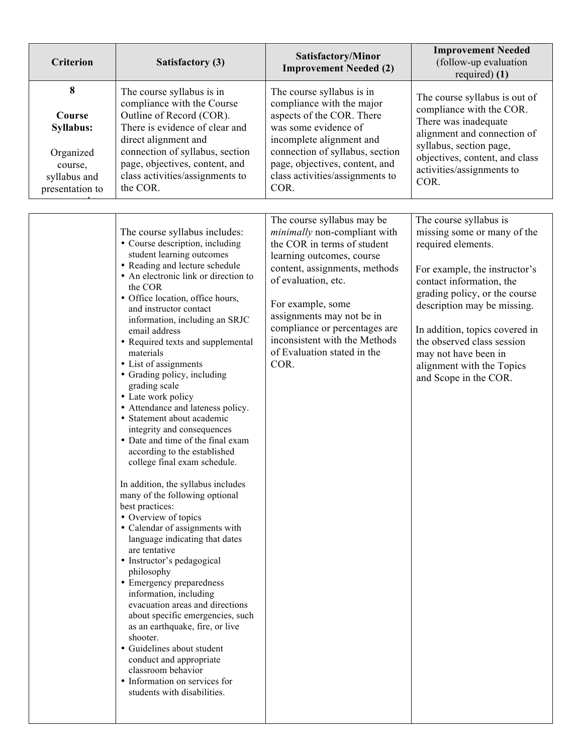| Criterion | Satisfactory (3) | Satisfactory/Minor Improvement Needed (2) | Improvement Needed (follow-up evaluation required) **(1)** |
|---|---|---|---|
| **8**<br><br>**Course Syllabus:**<br><br>Organized course, syllabus and presentation to | The course syllabus is in compliance with the Course Outline of Record (COR). There is evidence of clear and direct alignment and connection of syllabus, section page, objectives, content, and class activities/assignments to the COR. | The course syllabus is in compliance with the major aspects of the COR. There was some evidence of incomplete alignment and connection of syllabus, section page, objectives, content, and class activities/assignments to COR. | The course syllabus is out of compliance with the COR. There was inadequate alignment and connection of syllabus, section page, objectives, content, and class activities/assignments to COR. |
| | The course syllabus includes:<br>• Course description, including student learning outcomes<br>• Reading and lecture schedule<br>• An electronic link or direction to the COR<br>• Office location, office hours, and instructor contact information, including an SRJC email address<br>• Required texts and supplemental materials<br>• List of assignments<br>• Grading policy, including grading scale<br>• Late work policy<br>• Attendance and lateness policy.<br>• Statement about academic integrity and consequences<br>• Date and time of the final exam according to the established college final exam schedule.<br><br>In addition, the syllabus includes many of the following optional best practices:<br>• Overview of topics<br>• Calendar of assignments with language indicating that dates are tentative<br>• Instructor's pedagogical philosophy<br>• Emergency preparedness information, including evacuation areas and directions about specific emergencies, such as an earthquake, fire, or live shooter.<br>• Guidelines about student conduct and appropriate classroom behavior<br>• Information on services for students with disabilities. | The course syllabus may be *minimally* non-compliant with the COR in terms of student learning outcomes, course content, assignments, methods of evaluation, etc.<br><br>For example, some assignments may not be in compliance or percentages are inconsistent with the Methods of Evaluation stated in the COR. | The course syllabus is missing some or many of the required elements.<br><br>For example, the instructor's contact information, the grading policy, or the course description may be missing.<br><br>In addition, topics covered in the observed class session may not have been in alignment with the Topics and Scope in the COR. |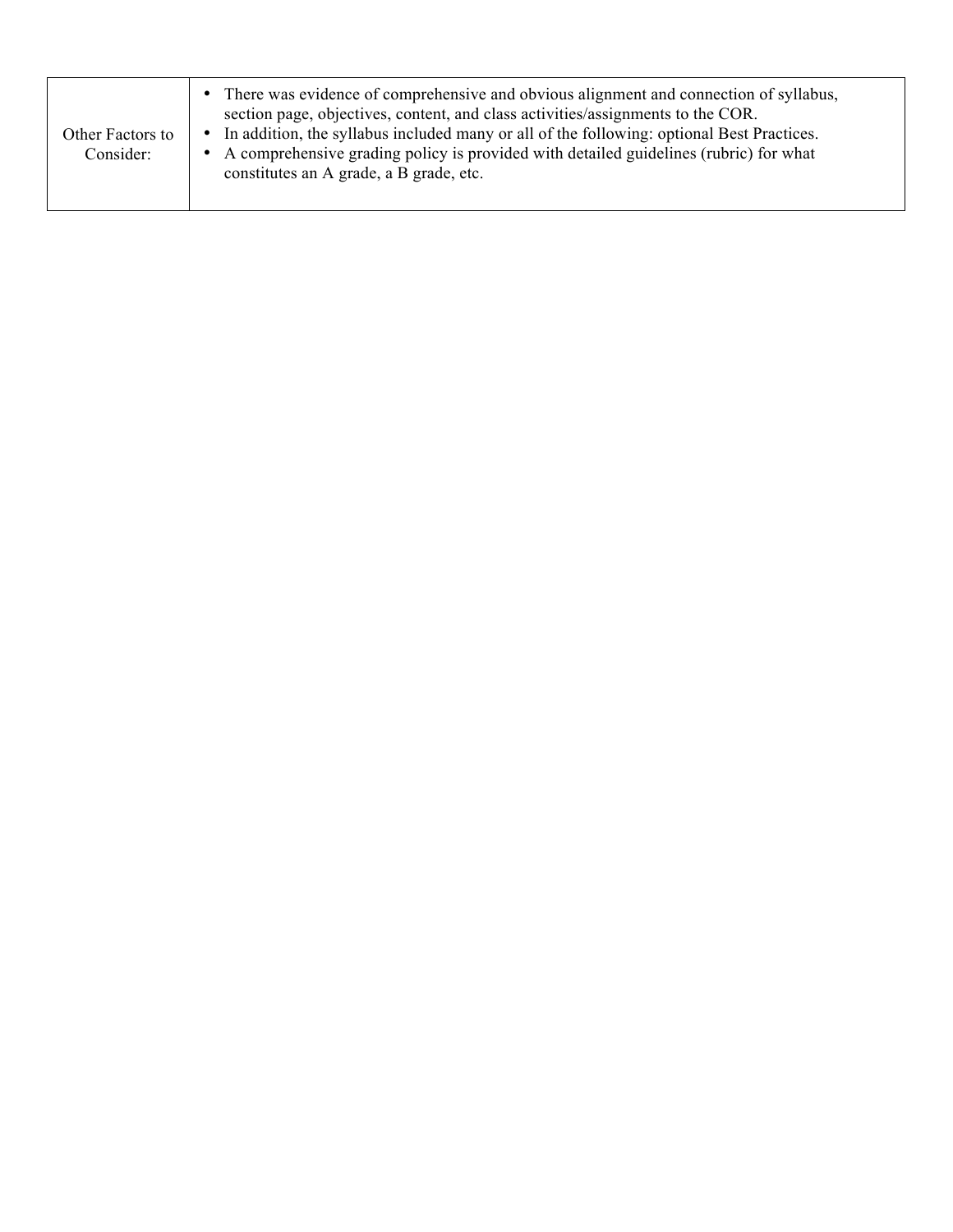| Other Factors to Consider: | • There was evidence of comprehensive and obvious alignment and connection of syllabus, section page, objectives, content, and class activities/assignments to the COR.<br>• In addition, the syllabus included many or all of the following: optional Best Practices.<br>• A comprehensive grading policy is provided with detailed guidelines (rubric) for what constitutes an A grade, a B grade, etc. |
|---|---|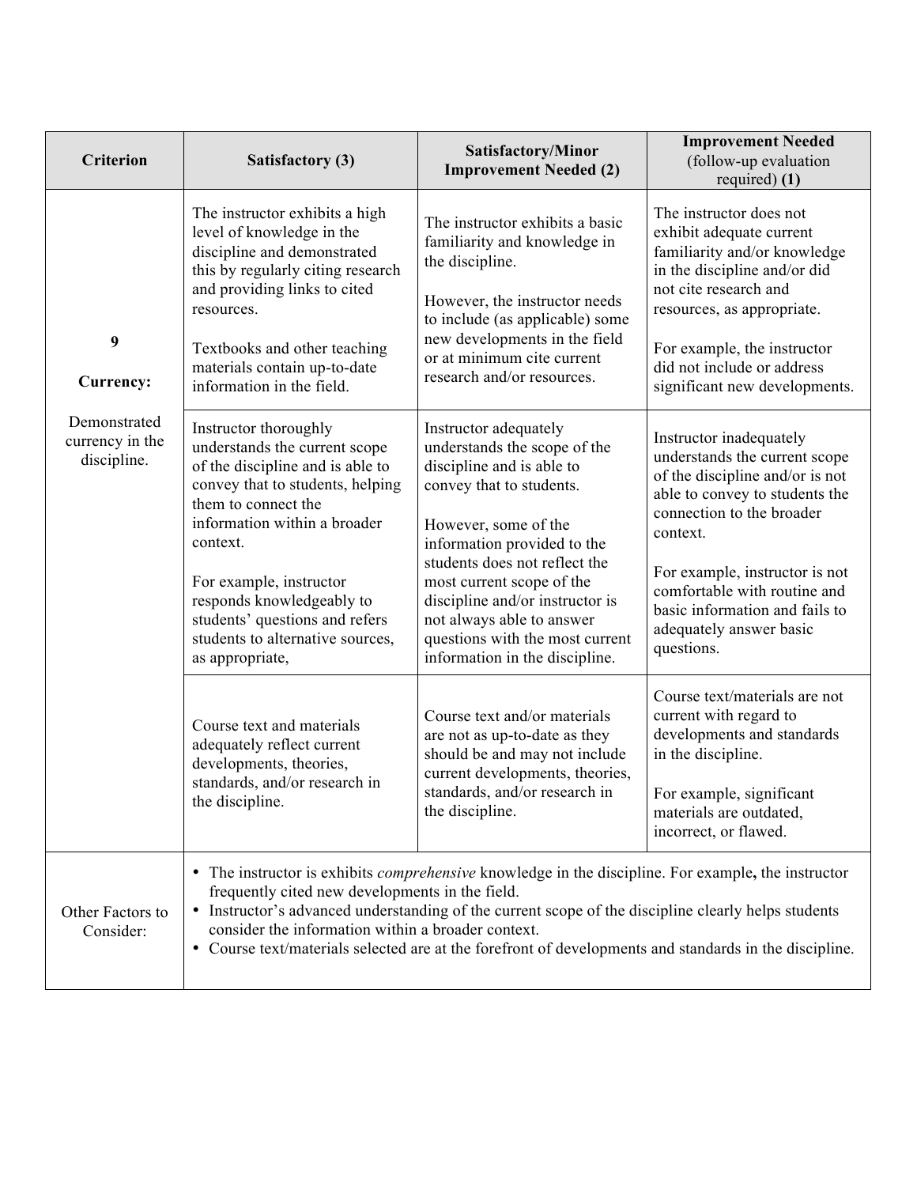| Criterion | Satisfactory (3) | Satisfactory/Minor Improvement Needed (2) | **Improvement Needed** (follow-up evaluation required) **(1)** |
|---|---|---|---|
| **9** **Currency:** Demonstrated currency in the discipline. | The instructor exhibits a high level of knowledge in the discipline and demonstrated this by regularly citing research and providing links to cited resources. <br><br> Textbooks and other teaching materials contain up-to-date information in the field. | The instructor exhibits a basic familiarity and knowledge in the discipline. <br><br> However, the instructor needs to include (as applicable) some new developments in the field or at minimum cite current research and/or resources. | The instructor does not exhibit adequate current familiarity and/or knowledge in the discipline and/or did not cite research and resources, as appropriate. <br><br> For example, the instructor did not include or address significant new developments. |
| | Instructor thoroughly understands the current scope of the discipline and is able to convey that to students, helping them to connect the information within a broader context. <br><br> For example, instructor responds knowledgeably to students' questions and refers students to alternative sources, as appropriate, | Instructor adequately understands the scope of the discipline and is able to convey that to students. <br><br> However, some of the information provided to the students does not reflect the most current scope of the discipline and/or instructor is not always able to answer questions with the most current information in the discipline. | Instructor inadequately understands the current scope of the discipline and/or is not able to convey to students the connection to the broader context. <br><br> For example, instructor is not comfortable with routine and basic information and fails to adequately answer basic questions. |
| | Course text and materials adequately reflect current developments, theories, standards, and/or research in the discipline. | Course text and/or materials are not as up-to-date as they should be and may not include current developments, theories, standards, and/or research in the discipline. | Course text/materials are not current with regard to developments and standards in the discipline. <br><br> For example, significant materials are outdated, incorrect, or flawed. |
| Other Factors to Consider: | • The instructor is exhibits *comprehensive* knowledge in the discipline. For example**,** the instructor frequently cited new developments in the field. <br> • Instructor's advanced understanding of the current scope of the discipline clearly helps students consider the information within a broader context. <br> • Course text/materials selected are at the forefront of developments and standards in the discipline. | | |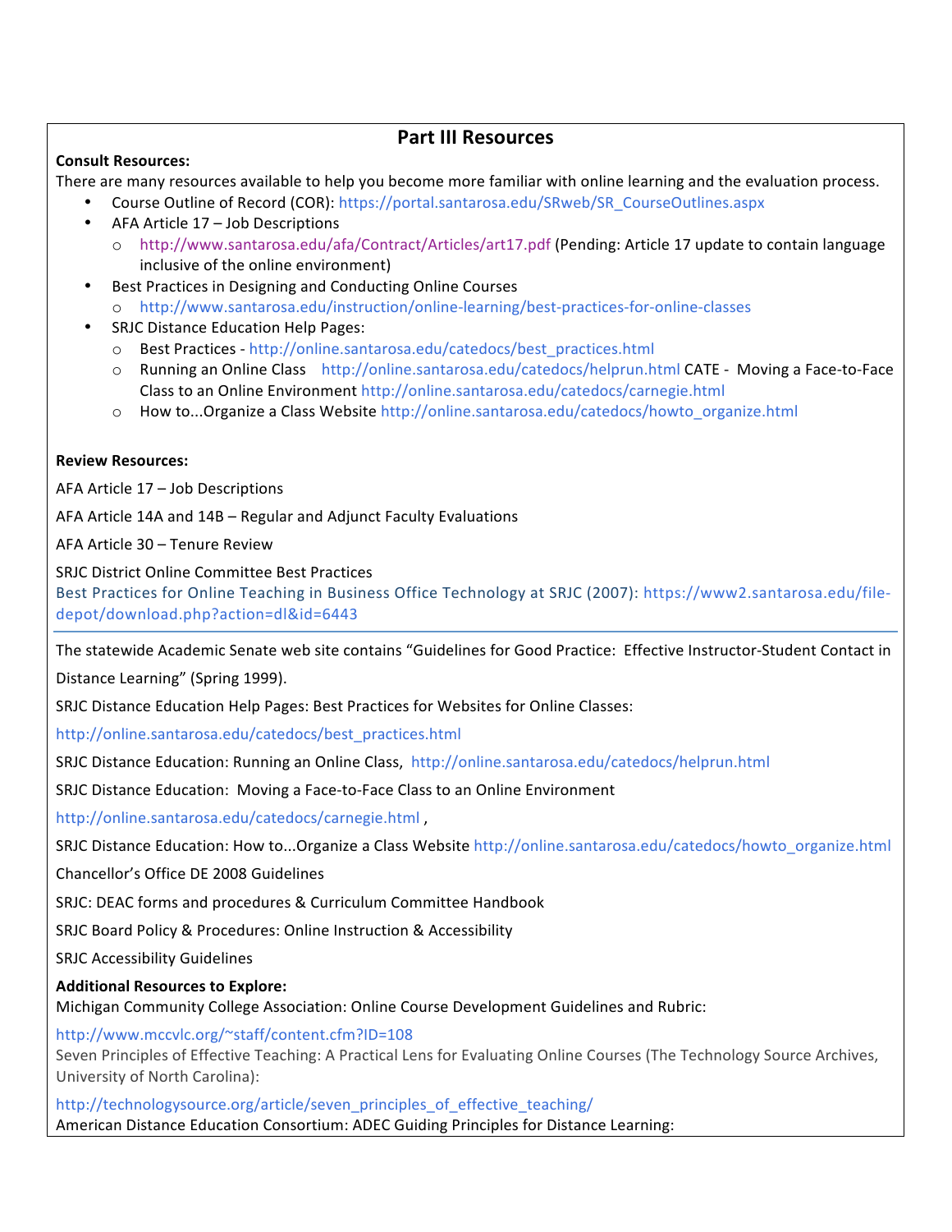## Part III Resources

**Consult Resources:**

There are many resources available to help you become more familiar with online learning and the evaluation process.

- Course Outline of Record (COR): https://portal.santarosa.edu/SRweb/SR_CourseOutlines.aspx
- AFA Article 17 – Job Descriptions
  - http://www.santarosa.edu/afa/Contract/Articles/art17.pdf (Pending: Article 17 update to contain language inclusive of the online environment)
- Best Practices in Designing and Conducting Online Courses
  - http://www.santarosa.edu/instruction/online-learning/best-practices-for-online-classes
- SRJC Distance Education Help Pages:
  - Best Practices - http://online.santarosa.edu/catedocs/best_practices.html
  - Running an Online Class http://online.santarosa.edu/catedocs/helprun.html CATE - Moving a Face-to-Face Class to an Online Environment http://online.santarosa.edu/catedocs/carnegie.html
  - How to...Organize a Class Website http://online.santarosa.edu/catedocs/howto_organize.html

**Review Resources:**

AFA Article 17 – Job Descriptions

AFA Article 14A and 14B – Regular and Adjunct Faculty Evaluations

AFA Article 30 – Tenure Review

SRJC District Online Committee Best Practices

Best Practices for Online Teaching in Business Office Technology at SRJC (2007): https://www2.santarosa.edu/file-depot/download.php?action=dl&id=6443

---

The statewide Academic Senate web site contains "Guidelines for Good Practice: Effective Instructor-Student Contact in Distance Learning" (Spring 1999).

SRJC Distance Education Help Pages: Best Practices for Websites for Online Classes:

http://online.santarosa.edu/catedocs/best_practices.html

SRJC Distance Education: Running an Online Class, http://online.santarosa.edu/catedocs/helprun.html

SRJC Distance Education: Moving a Face-to-Face Class to an Online Environment

http://online.santarosa.edu/catedocs/carnegie.html ,

SRJC Distance Education: How to...Organize a Class Website http://online.santarosa.edu/catedocs/howto_organize.html

Chancellor's Office DE 2008 Guidelines

SRJC: DEAC forms and procedures & Curriculum Committee Handbook

SRJC Board Policy & Procedures: Online Instruction & Accessibility

SRJC Accessibility Guidelines

**Additional Resources to Explore:**

Michigan Community College Association: Online Course Development Guidelines and Rubric:

http://www.mccvlc.org/~staff/content.cfm?ID=108

Seven Principles of Effective Teaching: A Practical Lens for Evaluating Online Courses (The Technology Source Archives, University of North Carolina):

http://technologysource.org/article/seven_principles_of_effective_teaching/

American Distance Education Consortium: ADEC Guiding Principles for Distance Learning: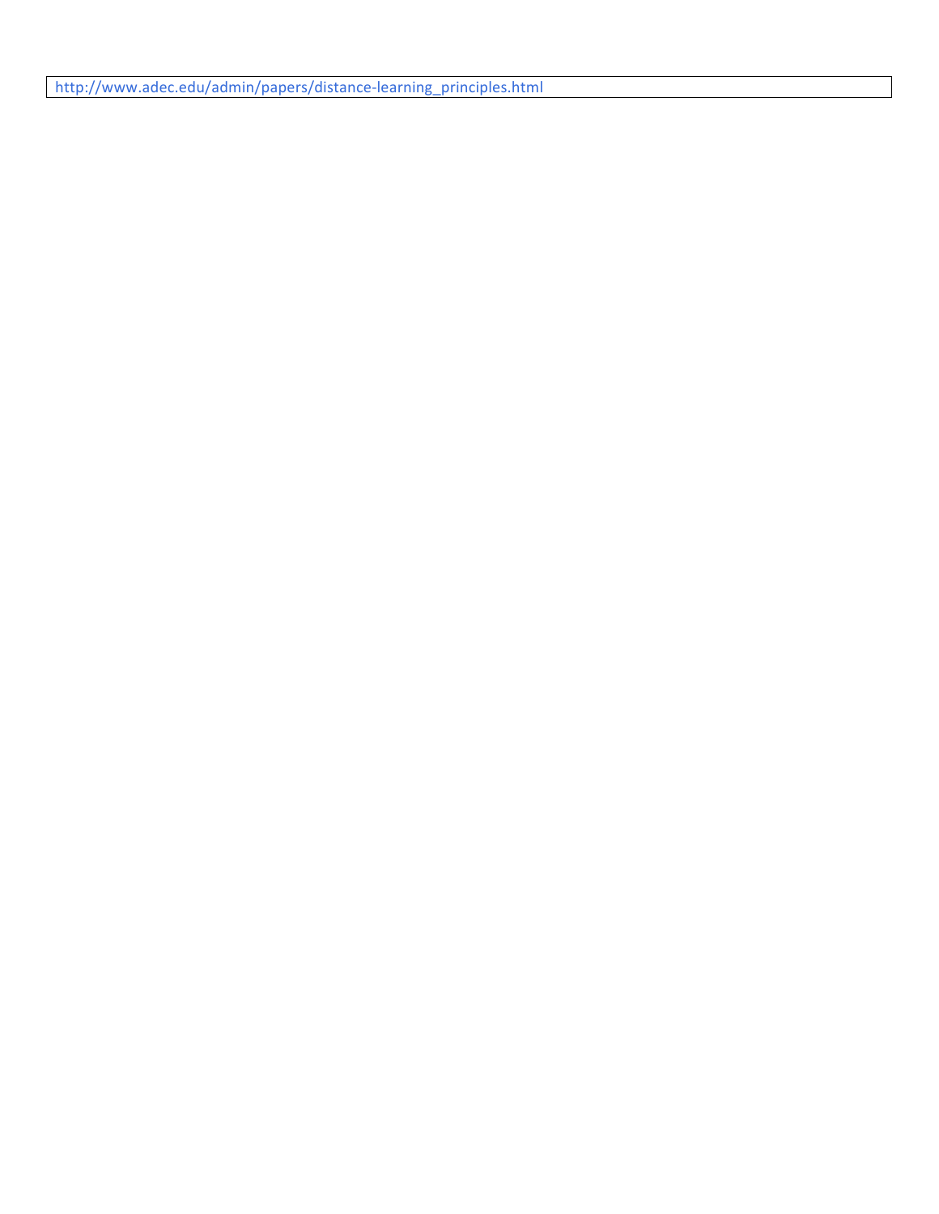http://www.adec.edu/admin/papers/distance-learning_principles.html